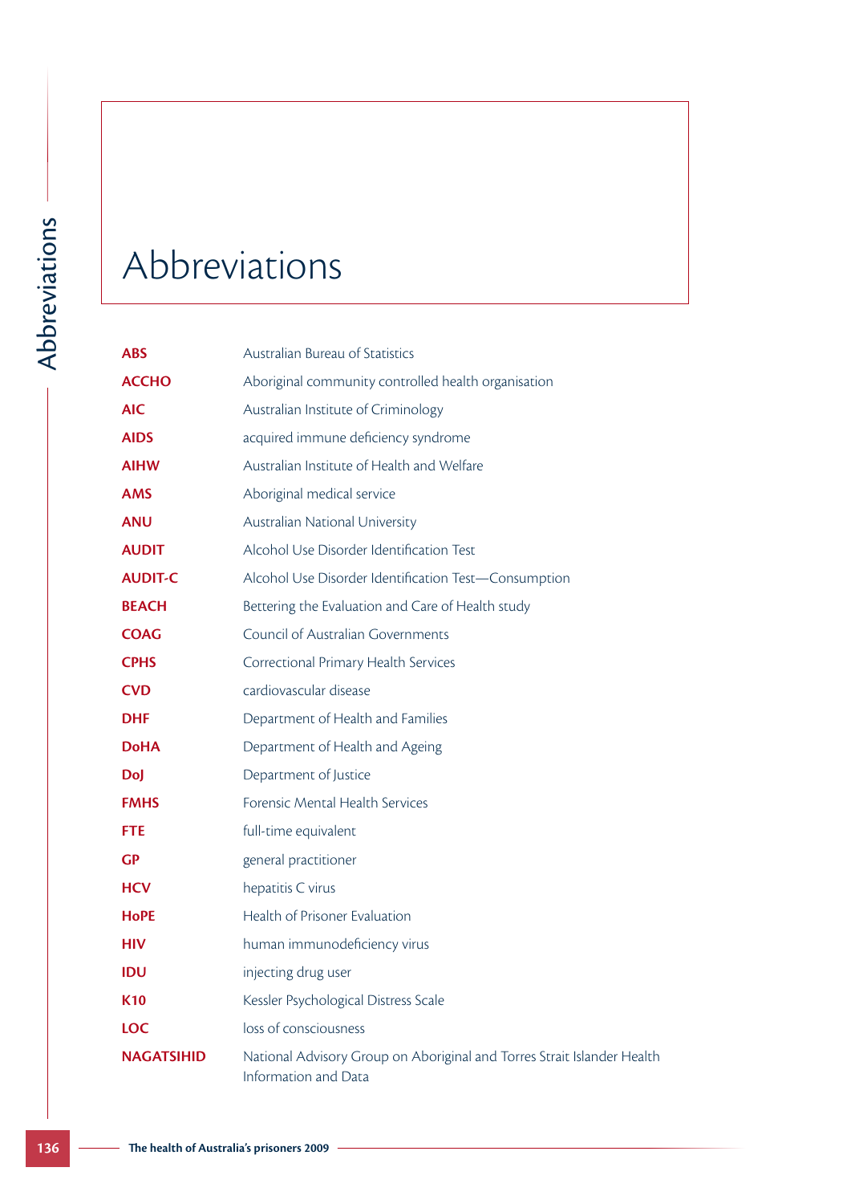# Abbreviations

| | |
|---|---|
| **ABS** | Australian Bureau of Statistics |
| **ACCHO** | Aboriginal community controlled health organisation |
| **AIC** | Australian Institute of Criminology |
| **AIDS** | acquired immune deficiency syndrome |
| **AIHW** | Australian Institute of Health and Welfare |
| **AMS** | Aboriginal medical service |
| **ANU** | Australian National University |
| **AUDIT** | Alcohol Use Disorder Identification Test |
| **AUDIT-C** | Alcohol Use Disorder Identification Test—Consumption |
| **BEACH** | Bettering the Evaluation and Care of Health study |
| **COAG** | Council of Australian Governments |
| **CPHS** | Correctional Primary Health Services |
| **CVD** | cardiovascular disease |
| **DHF** | Department of Health and Families |
| **DoHA** | Department of Health and Ageing |
| **DoJ** | Department of Justice |
| **FMHS** | Forensic Mental Health Services |
| **FTE** | full-time equivalent |
| **GP** | general practitioner |
| **HCV** | hepatitis C virus |
| **HoPE** | Health of Prisoner Evaluation |
| **HIV** | human immunodeficiency virus |
| **IDU** | injecting drug user |
| **K10** | Kessler Psychological Distress Scale |
| **LOC** | loss of consciousness |
| **NAGATSIHID** | National Advisory Group on Aboriginal and Torres Strait Islander Health Information and Data |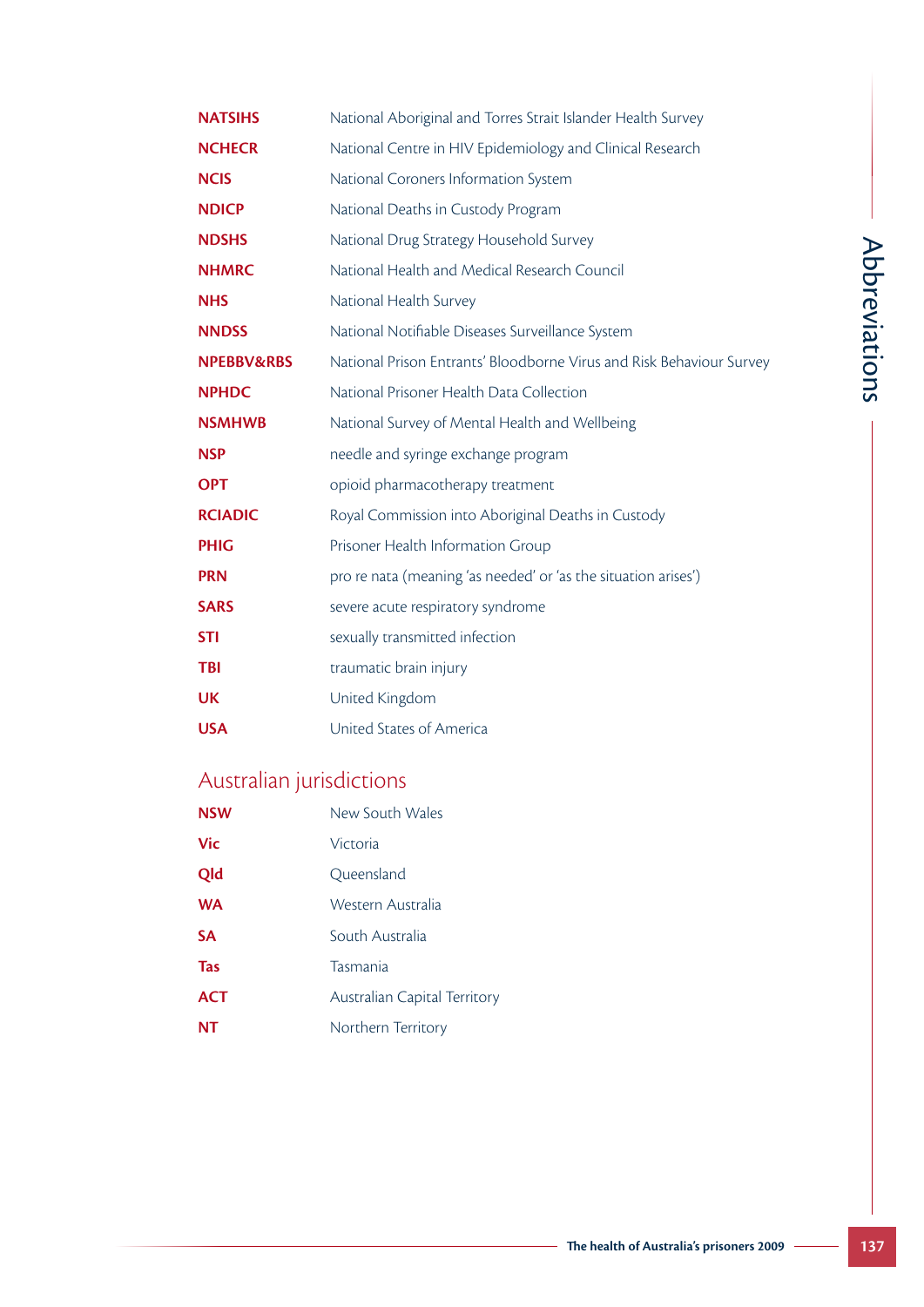| | |
|---|---|
| **NATSIHS** | National Aboriginal and Torres Strait Islander Health Survey |
| **NCHECR** | National Centre in HIV Epidemiology and Clinical Research |
| **NCIS** | National Coroners Information System |
| **NDICP** | National Deaths in Custody Program |
| **NDSHS** | National Drug Strategy Household Survey |
| **NHMRC** | National Health and Medical Research Council |
| **NHS** | National Health Survey |
| **NNDSS** | National Notifiable Diseases Surveillance System |
| **NPEBBV&RBS** | National Prison Entrants' Bloodborne Virus and Risk Behaviour Survey |
| **NPHDC** | National Prisoner Health Data Collection |
| **NSMHWB** | National Survey of Mental Health and Wellbeing |
| **NSP** | needle and syringe exchange program |
| **OPT** | opioid pharmacotherapy treatment |
| **RCIADIC** | Royal Commission into Aboriginal Deaths in Custody |
| **PHIG** | Prisoner Health Information Group |
| **PRN** | pro re nata (meaning 'as needed' or 'as the situation arises') |
| **SARS** | severe acute respiratory syndrome |
| **STI** | sexually transmitted infection |
| **TBI** | traumatic brain injury |
| **UK** | United Kingdom |
| **USA** | United States of America |

## Australian jurisdictions

| | |
|---|---|
| **NSW** | New South Wales |
| **Vic** | Victoria |
| **Qld** | Queensland |
| **WA** | Western Australia |
| **SA** | South Australia |
| **Tas** | Tasmania |
| **ACT** | Australian Capital Territory |
| **NT** | Northern Territory |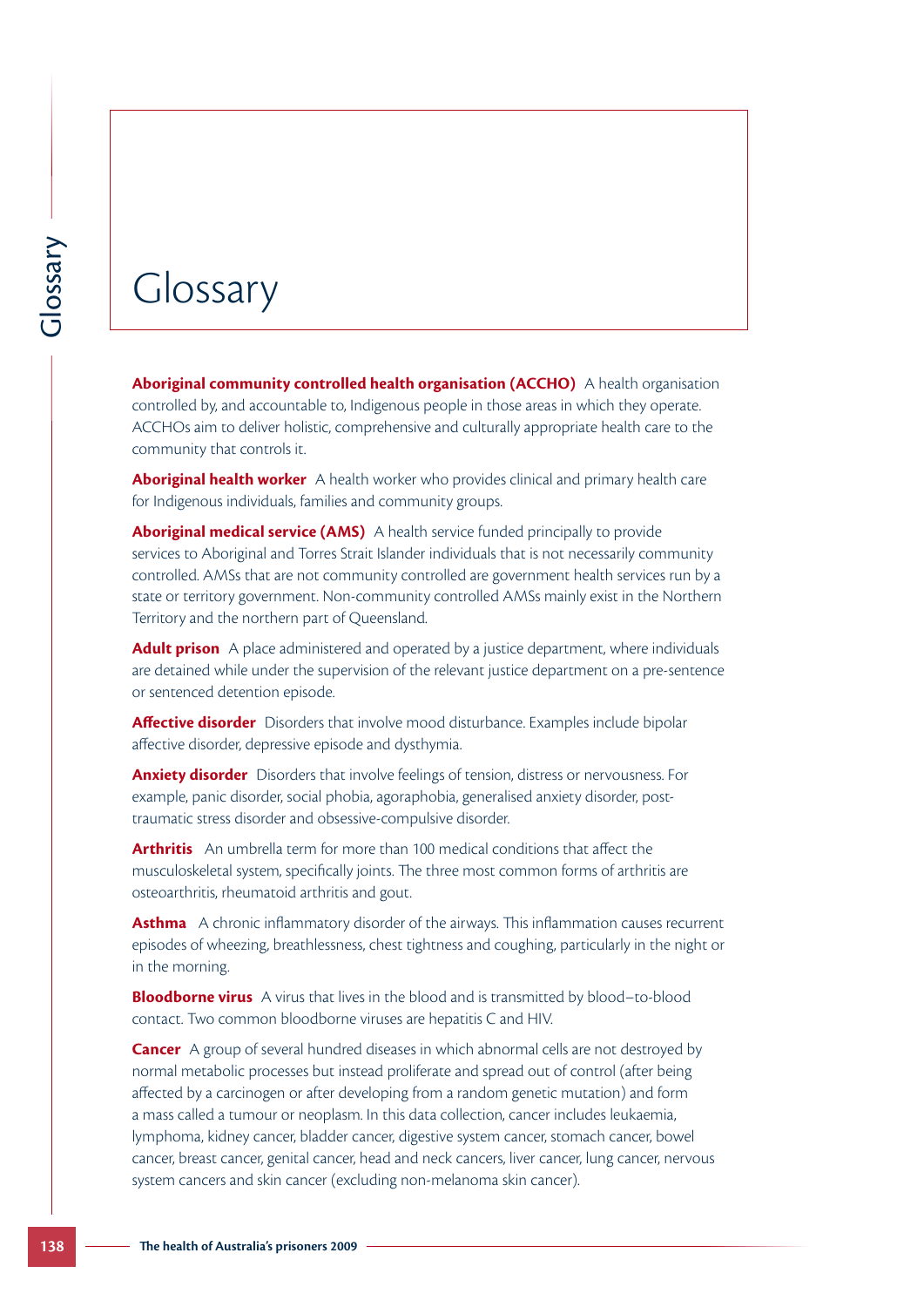# Glossary

**Aboriginal community controlled health organisation (ACCHO)** A health organisation controlled by, and accountable to, Indigenous people in those areas in which they operate. ACCHOs aim to deliver holistic, comprehensive and culturally appropriate health care to the community that controls it.

**Aboriginal health worker** A health worker who provides clinical and primary health care for Indigenous individuals, families and community groups.

**Aboriginal medical service (AMS)** A health service funded principally to provide services to Aboriginal and Torres Strait Islander individuals that is not necessarily community controlled. AMSs that are not community controlled are government health services run by a state or territory government. Non-community controlled AMSs mainly exist in the Northern Territory and the northern part of Queensland.

**Adult prison** A place administered and operated by a justice department, where individuals are detained while under the supervision of the relevant justice department on a pre-sentence or sentenced detention episode.

**Affective disorder** Disorders that involve mood disturbance. Examples include bipolar affective disorder, depressive episode and dysthymia.

**Anxiety disorder** Disorders that involve feelings of tension, distress or nervousness. For example, panic disorder, social phobia, agoraphobia, generalised anxiety disorder, post-traumatic stress disorder and obsessive-compulsive disorder.

**Arthritis** An umbrella term for more than 100 medical conditions that affect the musculoskeletal system, specifically joints. The three most common forms of arthritis are osteoarthritis, rheumatoid arthritis and gout.

**Asthma** A chronic inflammatory disorder of the airways. This inflammation causes recurrent episodes of wheezing, breathlessness, chest tightness and coughing, particularly in the night or in the morning.

**Bloodborne virus** A virus that lives in the blood and is transmitted by blood–to-blood contact. Two common bloodborne viruses are hepatitis C and HIV.

**Cancer** A group of several hundred diseases in which abnormal cells are not destroyed by normal metabolic processes but instead proliferate and spread out of control (after being affected by a carcinogen or after developing from a random genetic mutation) and form a mass called a tumour or neoplasm. In this data collection, cancer includes leukaemia, lymphoma, kidney cancer, bladder cancer, digestive system cancer, stomach cancer, bowel cancer, breast cancer, genital cancer, head and neck cancers, liver cancer, lung cancer, nervous system cancers and skin cancer (excluding non-melanoma skin cancer).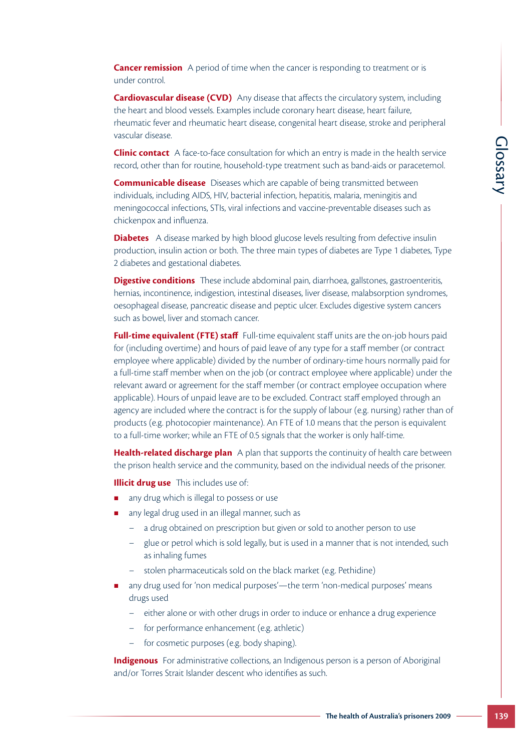**Cancer remission** A period of time when the cancer is responding to treatment or is under control.

**Cardiovascular disease (CVD)** Any disease that affects the circulatory system, including the heart and blood vessels. Examples include coronary heart disease, heart failure, rheumatic fever and rheumatic heart disease, congenital heart disease, stroke and peripheral vascular disease.

**Clinic contact** A face-to-face consultation for which an entry is made in the health service record, other than for routine, household-type treatment such as band-aids or paracetemol.

**Communicable disease** Diseases which are capable of being transmitted between individuals, including AIDS, HIV, bacterial infection, hepatitis, malaria, meningitis and meningococcal infections, STIs, viral infections and vaccine-preventable diseases such as chickenpox and influenza.

**Diabetes** A disease marked by high blood glucose levels resulting from defective insulin production, insulin action or both. The three main types of diabetes are Type 1 diabetes, Type 2 diabetes and gestational diabetes.

**Digestive conditions** These include abdominal pain, diarrhoea, gallstones, gastroenteritis, hernias, incontinence, indigestion, intestinal diseases, liver disease, malabsorption syndromes, oesophageal disease, pancreatic disease and peptic ulcer. Excludes digestive system cancers such as bowel, liver and stomach cancer.

**Full-time equivalent (FTE) staff** Full-time equivalent staff units are the on-job hours paid for (including overtime) and hours of paid leave of any type for a staff member (or contract employee where applicable) divided by the number of ordinary-time hours normally paid for a full-time staff member when on the job (or contract employee where applicable) under the relevant award or agreement for the staff member (or contract employee occupation where applicable). Hours of unpaid leave are to be excluded. Contract staff employed through an agency are included where the contract is for the supply of labour (e.g. nursing) rather than of products (e.g. photocopier maintenance). An FTE of 1.0 means that the person is equivalent to a full-time worker; while an FTE of 0.5 signals that the worker is only half-time.

**Health-related discharge plan** A plan that supports the continuity of health care between the prison health service and the community, based on the individual needs of the prisoner.

**Illicit drug use** This includes use of:

- any drug which is illegal to possess or use
- any legal drug used in an illegal manner, such as
  - a drug obtained on prescription but given or sold to another person to use
  - glue or petrol which is sold legally, but is used in a manner that is not intended, such as inhaling fumes
  - stolen pharmaceuticals sold on the black market (e.g. Pethidine)
- any drug used for 'non medical purposes'—the term 'non-medical purposes' means drugs used
  - either alone or with other drugs in order to induce or enhance a drug experience
  - for performance enhancement (e.g. athletic)
  - for cosmetic purposes (e.g. body shaping).

**Indigenous** For administrative collections, an Indigenous person is a person of Aboriginal and/or Torres Strait Islander descent who identifies as such.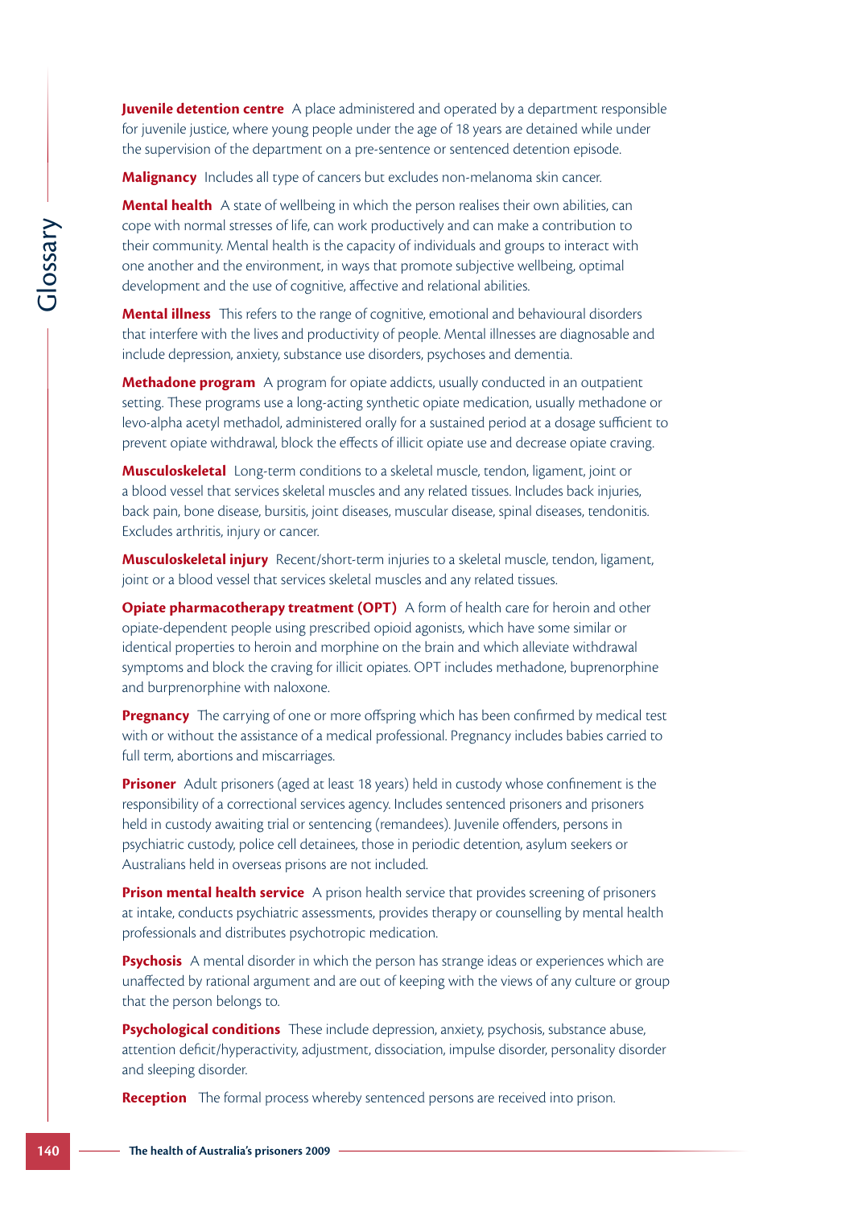**Juvenile detention centre** A place administered and operated by a department responsible for juvenile justice, where young people under the age of 18 years are detained while under the supervision of the department on a pre-sentence or sentenced detention episode.

**Malignancy** Includes all type of cancers but excludes non-melanoma skin cancer.

**Mental health** A state of wellbeing in which the person realises their own abilities, can cope with normal stresses of life, can work productively and can make a contribution to their community. Mental health is the capacity of individuals and groups to interact with one another and the environment, in ways that promote subjective wellbeing, optimal development and the use of cognitive, affective and relational abilities.

**Mental illness** This refers to the range of cognitive, emotional and behavioural disorders that interfere with the lives and productivity of people. Mental illnesses are diagnosable and include depression, anxiety, substance use disorders, psychoses and dementia.

**Methadone program** A program for opiate addicts, usually conducted in an outpatient setting. These programs use a long-acting synthetic opiate medication, usually methadone or levo-alpha acetyl methadol, administered orally for a sustained period at a dosage sufficient to prevent opiate withdrawal, block the effects of illicit opiate use and decrease opiate craving.

**Musculoskeletal** Long-term conditions to a skeletal muscle, tendon, ligament, joint or a blood vessel that services skeletal muscles and any related tissues. Includes back injuries, back pain, bone disease, bursitis, joint diseases, muscular disease, spinal diseases, tendonitis. Excludes arthritis, injury or cancer.

**Musculoskeletal injury** Recent/short-term injuries to a skeletal muscle, tendon, ligament, joint or a blood vessel that services skeletal muscles and any related tissues.

**Opiate pharmacotherapy treatment (OPT)** A form of health care for heroin and other opiate-dependent people using prescribed opioid agonists, which have some similar or identical properties to heroin and morphine on the brain and which alleviate withdrawal symptoms and block the craving for illicit opiates. OPT includes methadone, buprenorphine and burprenorphine with naloxone.

**Pregnancy** The carrying of one or more offspring which has been confirmed by medical test with or without the assistance of a medical professional. Pregnancy includes babies carried to full term, abortions and miscarriages.

**Prisoner** Adult prisoners (aged at least 18 years) held in custody whose confinement is the responsibility of a correctional services agency. Includes sentenced prisoners and prisoners held in custody awaiting trial or sentencing (remandees). Juvenile offenders, persons in psychiatric custody, police cell detainees, those in periodic detention, asylum seekers or Australians held in overseas prisons are not included.

**Prison mental health service** A prison health service that provides screening of prisoners at intake, conducts psychiatric assessments, provides therapy or counselling by mental health professionals and distributes psychotropic medication.

**Psychosis** A mental disorder in which the person has strange ideas or experiences which are unaffected by rational argument and are out of keeping with the views of any culture or group that the person belongs to.

**Psychological conditions** These include depression, anxiety, psychosis, substance abuse, attention deficit/hyperactivity, adjustment, dissociation, impulse disorder, personality disorder and sleeping disorder.

**Reception** The formal process whereby sentenced persons are received into prison.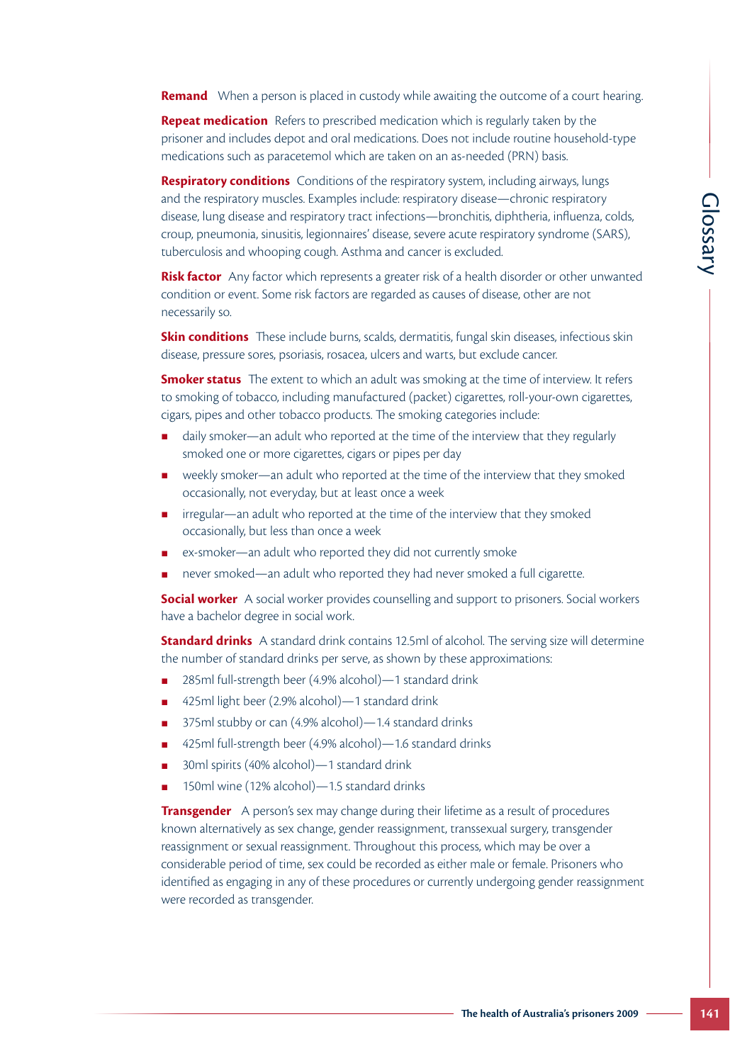**Remand** When a person is placed in custody while awaiting the outcome of a court hearing.

**Repeat medication** Refers to prescribed medication which is regularly taken by the prisoner and includes depot and oral medications. Does not include routine household-type medications such as paracetemol which are taken on an as-needed (PRN) basis.

**Respiratory conditions** Conditions of the respiratory system, including airways, lungs and the respiratory muscles. Examples include: respiratory disease—chronic respiratory disease, lung disease and respiratory tract infections—bronchitis, diphtheria, influenza, colds, croup, pneumonia, sinusitis, legionnaires' disease, severe acute respiratory syndrome (SARS), tuberculosis and whooping cough. Asthma and cancer is excluded.

**Risk factor** Any factor which represents a greater risk of a health disorder or other unwanted condition or event. Some risk factors are regarded as causes of disease, other are not necessarily so.

**Skin conditions** These include burns, scalds, dermatitis, fungal skin diseases, infectious skin disease, pressure sores, psoriasis, rosacea, ulcers and warts, but exclude cancer.

**Smoker status** The extent to which an adult was smoking at the time of interview. It refers to smoking of tobacco, including manufactured (packet) cigarettes, roll-your-own cigarettes, cigars, pipes and other tobacco products. The smoking categories include:

- daily smoker—an adult who reported at the time of the interview that they regularly smoked one or more cigarettes, cigars or pipes per day
- weekly smoker—an adult who reported at the time of the interview that they smoked occasionally, not everyday, but at least once a week
- irregular—an adult who reported at the time of the interview that they smoked occasionally, but less than once a week
- ex-smoker—an adult who reported they did not currently smoke
- never smoked—an adult who reported they had never smoked a full cigarette.

**Social worker** A social worker provides counselling and support to prisoners. Social workers have a bachelor degree in social work.

**Standard drinks** A standard drink contains 12.5ml of alcohol. The serving size will determine the number of standard drinks per serve, as shown by these approximations:

- 285ml full-strength beer (4.9% alcohol)—1 standard drink
- 425ml light beer (2.9% alcohol)—1 standard drink
- 375ml stubby or can (4.9% alcohol)—1.4 standard drinks
- 425ml full-strength beer (4.9% alcohol)—1.6 standard drinks
- 30ml spirits (40% alcohol)—1 standard drink
- 150ml wine (12% alcohol)—1.5 standard drinks

**Transgender** A person's sex may change during their lifetime as a result of procedures known alternatively as sex change, gender reassignment, transsexual surgery, transgender reassignment or sexual reassignment. Throughout this process, which may be over a considerable period of time, sex could be recorded as either male or female. Prisoners who identified as engaging in any of these procedures or currently undergoing gender reassignment were recorded as transgender.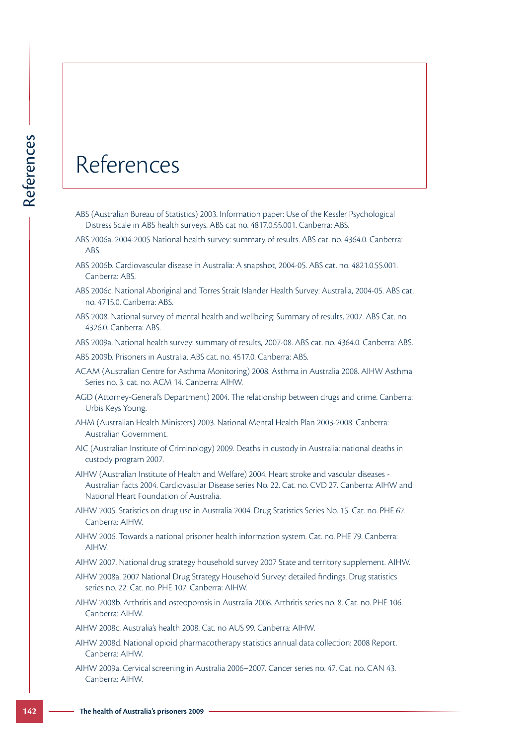# References

ABS (Australian Bureau of Statistics) 2003. Information paper: Use of the Kessler Psychological Distress Scale in ABS health surveys. ABS cat no. 4817.0.55.001. Canberra: ABS.

ABS 2006a. 2004-2005 National health survey: summary of results. ABS cat. no. 4364.0. Canberra: ABS.

ABS 2006b. Cardiovascular disease in Australia: A snapshot, 2004-05. ABS cat. no. 4821.0.55.001. Canberra: ABS.

ABS 2006c. National Aboriginal and Torres Strait Islander Health Survey: Australia, 2004-05. ABS cat. no. 4715.0. Canberra: ABS.

ABS 2008. National survey of mental health and wellbeing: Summary of results, 2007. ABS Cat. no. 4326.0. Canberra: ABS.

ABS 2009a. National health survey: summary of results, 2007-08. ABS cat. no. 4364.0. Canberra: ABS.

ABS 2009b. Prisoners in Australia. ABS cat. no. 4517.0. Canberra: ABS.

ACAM (Australian Centre for Asthma Monitoring) 2008. Asthma in Australia 2008. AIHW Asthma Series no. 3. cat. no. ACM 14. Canberra: AIHW.

AGD (Attorney-General's Department) 2004. The relationship between drugs and crime. Canberra: Urbis Keys Young.

AHM (Australian Health Ministers) 2003. National Mental Health Plan 2003-2008. Canberra: Australian Government.

AIC (Australian Institute of Criminology) 2009. Deaths in custody in Australia: national deaths in custody program 2007.

AIHW (Australian Institute of Health and Welfare) 2004. Heart stroke and vascular diseases - Australian facts 2004. Cardiovasular Disease series No. 22. Cat. no. CVD 27. Canberra: AIHW and National Heart Foundation of Australia.

AIHW 2005. Statistics on drug use in Australia 2004. Drug Statistics Series No. 15. Cat. no. PHE 62. Canberra: AIHW.

AIHW 2006. Towards a national prisoner health information system. Cat. no. PHE 79. Canberra: AIHW.

AIHW 2007. National drug strategy household survey 2007 State and territory supplement. AIHW.

AIHW 2008a. 2007 National Drug Strategy Household Survey: detailed findings. Drug statistics series no. 22. Cat. no. PHE 107. Canberra: AIHW.

AIHW 2008b. Arthritis and osteoporosis in Australia 2008. Arthritis series no. 8. Cat. no. PHE 106. Canberra: AIHW.

AIHW 2008c. Australia's health 2008. Cat. no AUS 99. Canberra: AIHW.

AIHW 2008d. National opioid pharmacotherapy statistics annual data collection: 2008 Report. Canberra: AIHW.

AIHW 2009a. Cervical screening in Australia 2006–2007. Cancer series no. 47. Cat. no. CAN 43. Canberra: AIHW.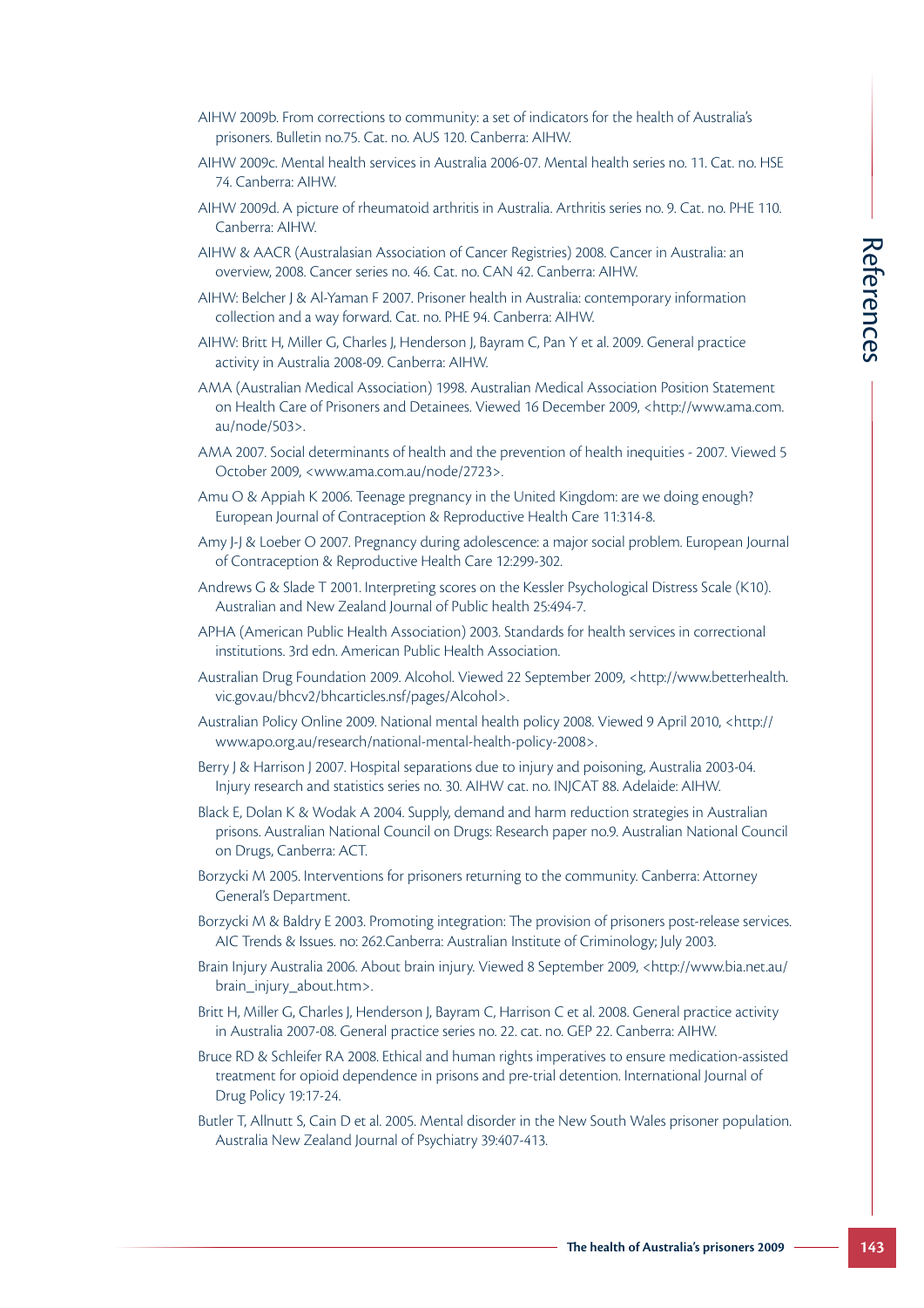AIHW 2009b. From corrections to community: a set of indicators for the health of Australia's prisoners. Bulletin no.75. Cat. no. AUS 120. Canberra: AIHW.

AIHW 2009c. Mental health services in Australia 2006-07. Mental health series no. 11. Cat. no. HSE 74. Canberra: AIHW.

AIHW 2009d. A picture of rheumatoid arthritis in Australia. Arthritis series no. 9. Cat. no. PHE 110. Canberra: AIHW.

AIHW & AACR (Australasian Association of Cancer Registries) 2008. Cancer in Australia: an overview, 2008. Cancer series no. 46. Cat. no. CAN 42. Canberra: AIHW.

AIHW: Belcher J & Al-Yaman F 2007. Prisoner health in Australia: contemporary information collection and a way forward. Cat. no. PHE 94. Canberra: AIHW.

AIHW: Britt H, Miller G, Charles J, Henderson J, Bayram C, Pan Y et al. 2009. General practice activity in Australia 2008-09. Canberra: AIHW.

AMA (Australian Medical Association) 1998. Australian Medical Association Position Statement on Health Care of Prisoners and Detainees. Viewed 16 December 2009, <http://www.ama.com.au/node/503>.

AMA 2007. Social determinants of health and the prevention of health inequities - 2007. Viewed 5 October 2009, <www.ama.com.au/node/2723>.

Amu O & Appiah K 2006. Teenage pregnancy in the United Kingdom: are we doing enough? European Journal of Contraception & Reproductive Health Care 11:314-8.

Amy J-J & Loeber O 2007. Pregnancy during adolescence: a major social problem. European Journal of Contraception & Reproductive Health Care 12:299-302.

Andrews G & Slade T 2001. Interpreting scores on the Kessler Psychological Distress Scale (K10). Australian and New Zealand Journal of Public health 25:494-7.

APHA (American Public Health Association) 2003. Standards for health services in correctional institutions. 3rd edn. American Public Health Association.

Australian Drug Foundation 2009. Alcohol. Viewed 22 September 2009, <http://www.betterhealth.vic.gov.au/bhcv2/bhcarticles.nsf/pages/Alcohol>.

Australian Policy Online 2009. National mental health policy 2008. Viewed 9 April 2010, <http://www.apo.org.au/research/national-mental-health-policy-2008>.

Berry J & Harrison J 2007. Hospital separations due to injury and poisoning, Australia 2003-04. Injury research and statistics series no. 30. AIHW cat. no. INJCAT 88. Adelaide: AIHW.

Black E, Dolan K & Wodak A 2004. Supply, demand and harm reduction strategies in Australian prisons. Australian National Council on Drugs: Research paper no.9. Australian National Council on Drugs, Canberra: ACT.

Borzycki M 2005. Interventions for prisoners returning to the community. Canberra: Attorney General's Department.

Borzycki M & Baldry E 2003. Promoting integration: The provision of prisoners post-release services. AIC Trends & Issues. no: 262.Canberra: Australian Institute of Criminology; July 2003.

Brain Injury Australia 2006. About brain injury. Viewed 8 September 2009, <http://www.bia.net.au/brain_injury_about.htm>.

Britt H, Miller G, Charles J, Henderson J, Bayram C, Harrison C et al. 2008. General practice activity in Australia 2007-08. General practice series no. 22. cat. no. GEP 22. Canberra: AIHW.

Bruce RD & Schleifer RA 2008. Ethical and human rights imperatives to ensure medication-assisted treatment for opioid dependence in prisons and pre-trial detention. International Journal of Drug Policy 19:17-24.

Butler T, Allnutt S, Cain D et al. 2005. Mental disorder in the New South Wales prisoner population. Australia New Zealand Journal of Psychiatry 39:407-413.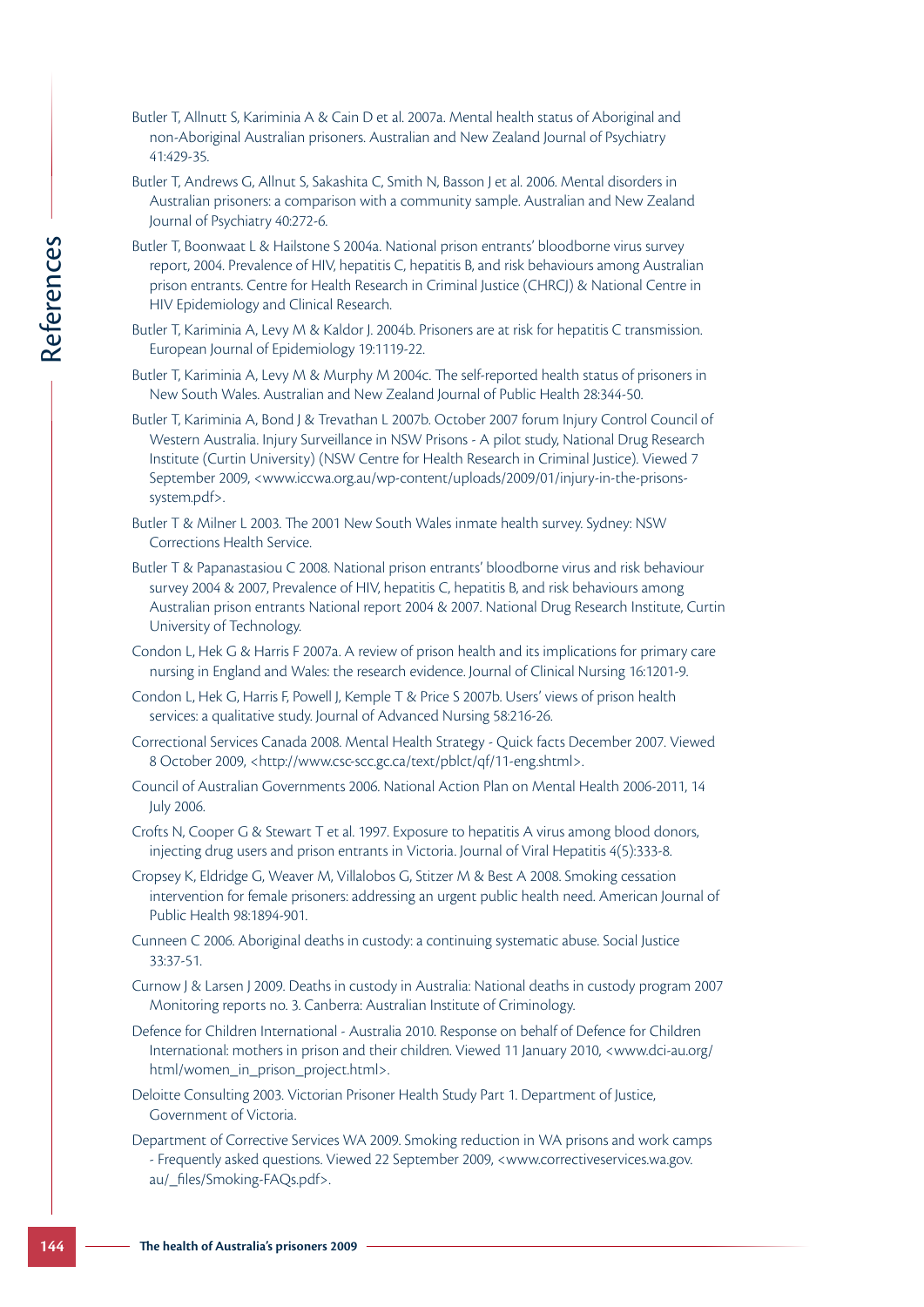Butler T, Allnutt S, Kariminia A & Cain D et al. 2007a. Mental health status of Aboriginal and non-Aboriginal Australian prisoners. Australian and New Zealand Journal of Psychiatry 41:429-35.

Butler T, Andrews G, Allnut S, Sakashita C, Smith N, Basson J et al. 2006. Mental disorders in Australian prisoners: a comparison with a community sample. Australian and New Zealand Journal of Psychiatry 40:272-6.

Butler T, Boonwaat L & Hailstone S 2004a. National prison entrants' bloodborne virus survey report, 2004. Prevalence of HIV, hepatitis C, hepatitis B, and risk behaviours among Australian prison entrants. Centre for Health Research in Criminal Justice (CHRCJ) & National Centre in HIV Epidemiology and Clinical Research.

Butler T, Kariminia A, Levy M & Kaldor J. 2004b. Prisoners are at risk for hepatitis C transmission. European Journal of Epidemiology 19:1119-22.

Butler T, Kariminia A, Levy M & Murphy M 2004c. The self-reported health status of prisoners in New South Wales. Australian and New Zealand Journal of Public Health 28:344-50.

Butler T, Kariminia A, Bond J & Trevathan L 2007b. October 2007 forum Injury Control Council of Western Australia. Injury Surveillance in NSW Prisons - A pilot study, National Drug Research Institute (Curtin University) (NSW Centre for Health Research in Criminal Justice). Viewed 7 September 2009, <www.iccwa.org.au/wp-content/uploads/2009/01/injury-in-the-prisons-system.pdf>.

Butler T & Milner L 2003. The 2001 New South Wales inmate health survey. Sydney: NSW Corrections Health Service.

Butler T & Papanastasiou C 2008. National prison entrants' bloodborne virus and risk behaviour survey 2004 & 2007, Prevalence of HIV, hepatitis C, hepatitis B, and risk behaviours among Australian prison entrants National report 2004 & 2007. National Drug Research Institute, Curtin University of Technology.

Condon L, Hek G & Harris F 2007a. A review of prison health and its implications for primary care nursing in England and Wales: the research evidence. Journal of Clinical Nursing 16:1201-9.

Condon L, Hek G, Harris F, Powell J, Kemple T & Price S 2007b. Users' views of prison health services: a qualitative study. Journal of Advanced Nursing 58:216-26.

Correctional Services Canada 2008. Mental Health Strategy - Quick facts December 2007. Viewed 8 October 2009, <http://www.csc-scc.gc.ca/text/pblct/qf/11-eng.shtml>.

Council of Australian Governments 2006. National Action Plan on Mental Health 2006-2011, 14 July 2006.

Crofts N, Cooper G & Stewart T et al. 1997. Exposure to hepatitis A virus among blood donors, injecting drug users and prison entrants in Victoria. Journal of Viral Hepatitis 4(5):333-8.

Cropsey K, Eldridge G, Weaver M, Villalobos G, Stitzer M & Best A 2008. Smoking cessation intervention for female prisoners: addressing an urgent public health need. American Journal of Public Health 98:1894-901.

Cunneen C 2006. Aboriginal deaths in custody: a continuing systematic abuse. Social Justice 33:37-51.

Curnow J & Larsen J 2009. Deaths in custody in Australia: National deaths in custody program 2007 Monitoring reports no. 3. Canberra: Australian Institute of Criminology.

Defence for Children International - Australia 2010. Response on behalf of Defence for Children International: mothers in prison and their children. Viewed 11 January 2010, <www.dci-au.org/html/women_in_prison_project.html>.

Deloitte Consulting 2003. Victorian Prisoner Health Study Part 1. Department of Justice, Government of Victoria.

Department of Corrective Services WA 2009. Smoking reduction in WA prisons and work camps - Frequently asked questions. Viewed 22 September 2009, <www.correctiveservices.wa.gov.au/_files/Smoking-FAQs.pdf>.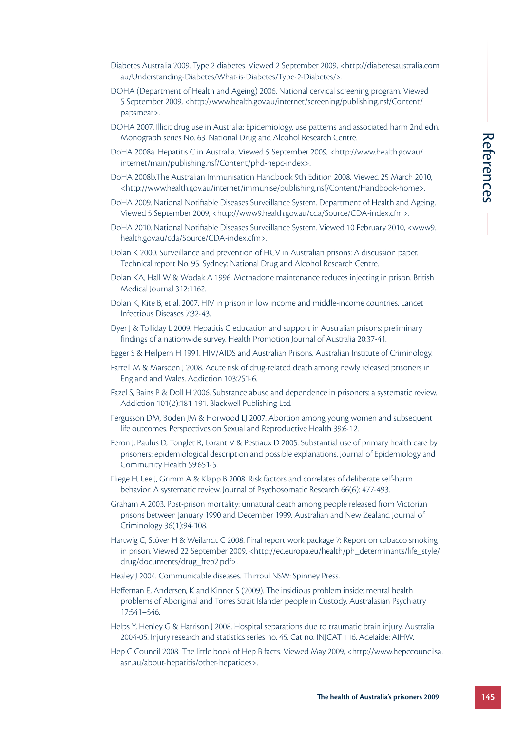Diabetes Australia 2009. Type 2 diabetes. Viewed 2 September 2009, <http://diabetesaustralia.com.au/Understanding-Diabetes/What-is-Diabetes/Type-2-Diabetes/>.

DOHA (Department of Health and Ageing) 2006. National cervical screening program. Viewed 5 September 2009, <http://www.health.gov.au/internet/screening/publishing.nsf/Content/papsmear>.

DOHA 2007. Illicit drug use in Australia: Epidemiology, use patterns and associated harm 2nd edn. Monograph series No. 63. National Drug and Alcohol Research Centre.

DoHA 2008a. Hepatitis C in Australia. Viewed 5 September 2009, <http://www.health.gov.au/internet/main/publishing.nsf/Content/phd-hepc-index>.

DoHA 2008b.The Australian Immunisation Handbook 9th Edition 2008. Viewed 25 March 2010, <http://www.health.gov.au/internet/immunise/publishing.nsf/Content/Handbook-home>.

DoHA 2009. National Notifiable Diseases Surveillance System. Department of Health and Ageing. Viewed 5 September 2009, <http://www9.health.gov.au/cda/Source/CDA-index.cfm>.

DoHA 2010. National Notifiable Diseases Surveillance System. Viewed 10 February 2010, <www9.health.gov.au/cda/Source/CDA-index.cfm>.

Dolan K 2000. Surveillance and prevention of HCV in Australian prisons: A discussion paper. Technical report No. 95. Sydney: National Drug and Alcohol Research Centre.

Dolan KA, Hall W & Wodak A 1996. Methadone maintenance reduces injecting in prison. British Medical Journal 312:1162.

Dolan K, Kite B, et al. 2007. HIV in prison in low income and middle-income countries. Lancet Infectious Diseases 7:32-43.

Dyer J & Tolliday L 2009. Hepatitis C education and support in Australian prisons: preliminary findings of a nationwide survey. Health Promotion Journal of Australia 20:37-41.

Egger S & Heilpern H 1991. HIV/AIDS and Australian Prisons. Australian Institute of Criminology.

Farrell M & Marsden J 2008. Acute risk of drug-related death among newly released prisoners in England and Wales. Addiction 103:251-6.

Fazel S, Bains P & Doll H 2006. Substance abuse and dependence in prisoners: a systematic review. Addiction 101(2):181-191. Blackwell Publishing Ltd.

Fergusson DM, Boden JM & Horwood LJ 2007. Abortion among young women and subsequent life outcomes. Perspectives on Sexual and Reproductive Health 39:6-12.

Feron J, Paulus D, Tonglet R, Lorant V & Pestiaux D 2005. Substantial use of primary health care by prisoners: epidemiological description and possible explanations. Journal of Epidemiology and Community Health 59:651-5.

Fliege H, Lee J, Grimm A & Klapp B 2008. Risk factors and correlates of deliberate self-harm behavior: A systematic review. Journal of Psychosomatic Research 66(6): 477-493.

Graham A 2003. Post-prison mortality: unnatural death among people released from Victorian prisons between January 1990 and December 1999. Australian and New Zealand Journal of Criminology 36(1):94-108.

Hartwig C, Stöver H & Weilandt C 2008. Final report work package 7: Report on tobacco smoking in prison. Viewed 22 September 2009, <http://ec.europa.eu/health/ph_determinants/life_style/drug/documents/drug_frep2.pdf>.

Healey J 2004. Communicable diseases. Thirroul NSW: Spinney Press.

Heffernan E, Andersen, K and Kinner S (2009). The insidious problem inside: mental health problems of Aboriginal and Torres Strait Islander people in Custody. Australasian Psychiatry 17:541–546.

Helps Y, Henley G & Harrison J 2008. Hospital separations due to traumatic brain injury, Australia 2004-05. Injury research and statistics series no. 45. Cat no. INJCAT 116. Adelaide: AIHW.

Hep C Council 2008. The little book of Hep B facts. Viewed May 2009, <http://www.hepccouncilsa.asn.au/about-hepatitis/other-hepatides>.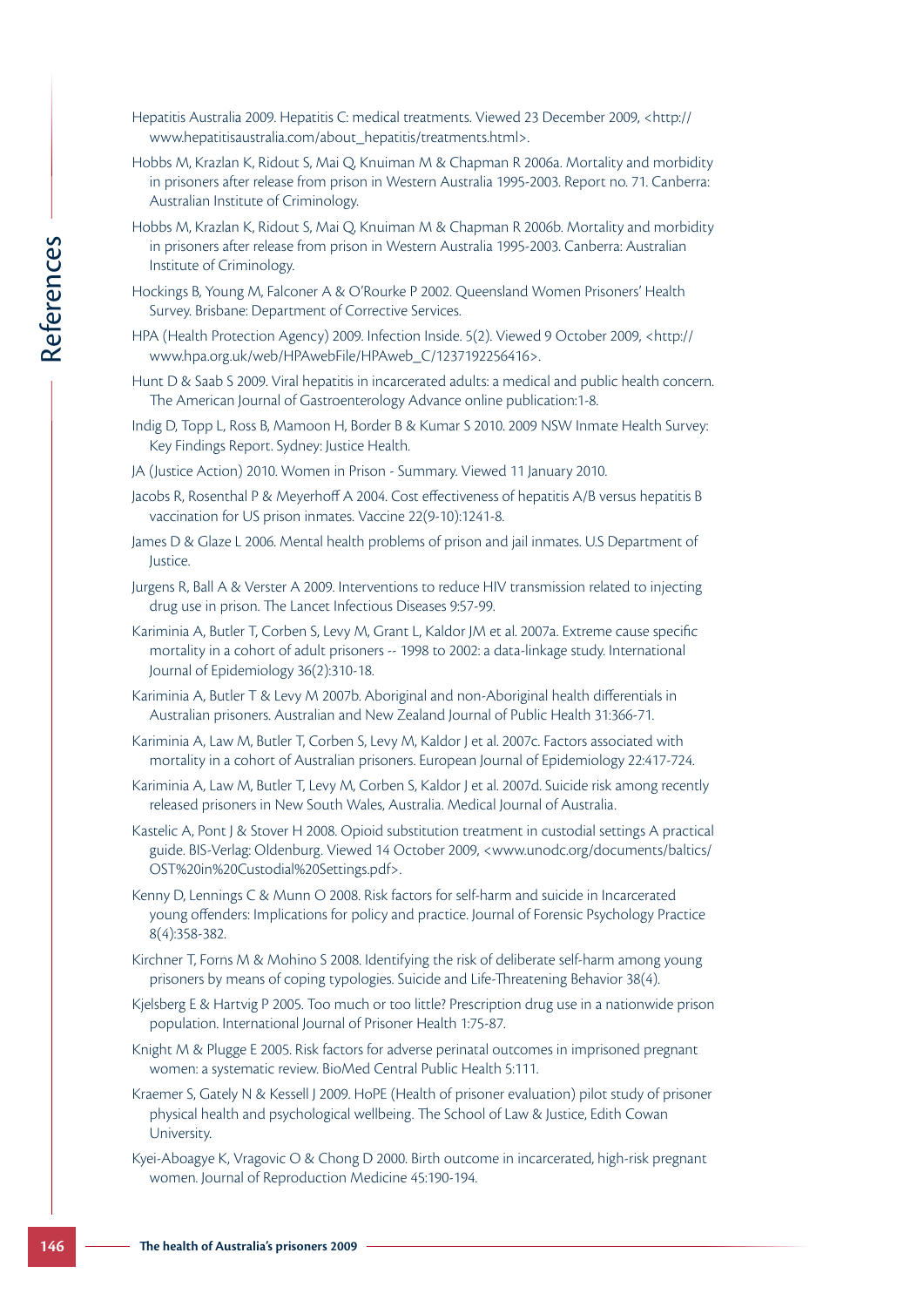Hepatitis Australia 2009. Hepatitis C: medical treatments. Viewed 23 December 2009, <http://www.hepatitisaustralia.com/about_hepatitis/treatments.html>.

Hobbs M, Krazlan K, Ridout S, Mai Q, Knuiman M & Chapman R 2006a. Mortality and morbidity in prisoners after release from prison in Western Australia 1995-2003. Report no. 71. Canberra: Australian Institute of Criminology.

Hobbs M, Krazlan K, Ridout S, Mai Q, Knuiman M & Chapman R 2006b. Mortality and morbidity in prisoners after release from prison in Western Australia 1995-2003. Canberra: Australian Institute of Criminology.

Hockings B, Young M, Falconer A & O'Rourke P 2002. Queensland Women Prisoners' Health Survey. Brisbane: Department of Corrective Services.

HPA (Health Protection Agency) 2009. Infection Inside. 5(2). Viewed 9 October 2009, <http://www.hpa.org.uk/web/HPAwebFile/HPAweb_C/1237192256416>.

Hunt D & Saab S 2009. Viral hepatitis in incarcerated adults: a medical and public health concern. The American Journal of Gastroenterology Advance online publication:1-8.

Indig D, Topp L, Ross B, Mamoon H, Border B & Kumar S 2010. 2009 NSW Inmate Health Survey: Key Findings Report. Sydney: Justice Health.

JA (Justice Action) 2010. Women in Prison - Summary. Viewed 11 January 2010.

Jacobs R, Rosenthal P & Meyerhoff A 2004. Cost effectiveness of hepatitis A/B versus hepatitis B vaccination for US prison inmates. Vaccine 22(9-10):1241-8.

James D & Glaze L 2006. Mental health problems of prison and jail inmates. U.S Department of Justice.

Jurgens R, Ball A & Verster A 2009. Interventions to reduce HIV transmission related to injecting drug use in prison. The Lancet Infectious Diseases 9:57-99.

Kariminia A, Butler T, Corben S, Levy M, Grant L, Kaldor JM et al. 2007a. Extreme cause specific mortality in a cohort of adult prisoners -- 1998 to 2002: a data-linkage study. International Journal of Epidemiology 36(2):310-18.

Kariminia A, Butler T & Levy M 2007b. Aboriginal and non-Aboriginal health differentials in Australian prisoners. Australian and New Zealand Journal of Public Health 31:366-71.

Kariminia A, Law M, Butler T, Corben S, Levy M, Kaldor J et al. 2007c. Factors associated with mortality in a cohort of Australian prisoners. European Journal of Epidemiology 22:417-724.

Kariminia A, Law M, Butler T, Levy M, Corben S, Kaldor J et al. 2007d. Suicide risk among recently released prisoners in New South Wales, Australia. Medical Journal of Australia.

Kastelic A, Pont J & Stover H 2008. Opioid substitution treatment in custodial settings A practical guide. BIS-Verlag: Oldenburg. Viewed 14 October 2009, <www.unodc.org/documents/baltics/OST%20in%20Custodial%20Settings.pdf>.

Kenny D, Lennings C & Munn O 2008. Risk factors for self-harm and suicide in Incarcerated young offenders: Implications for policy and practice. Journal of Forensic Psychology Practice 8(4):358-382.

Kirchner T, Forns M & Mohino S 2008. Identifying the risk of deliberate self-harm among young prisoners by means of coping typologies. Suicide and Life-Threatening Behavior 38(4).

Kjelsberg E & Hartvig P 2005. Too much or too little? Prescription drug use in a nationwide prison population. International Journal of Prisoner Health 1:75-87.

Knight M & Plugge E 2005. Risk factors for adverse perinatal outcomes in imprisoned pregnant women: a systematic review. BioMed Central Public Health 5:111.

Kraemer S, Gately N & Kessell J 2009. HoPE (Health of prisoner evaluation) pilot study of prisoner physical health and psychological wellbeing. The School of Law & Justice, Edith Cowan University.

Kyei-Aboagye K, Vragovic O & Chong D 2000. Birth outcome in incarcerated, high-risk pregnant women. Journal of Reproduction Medicine 45:190-194.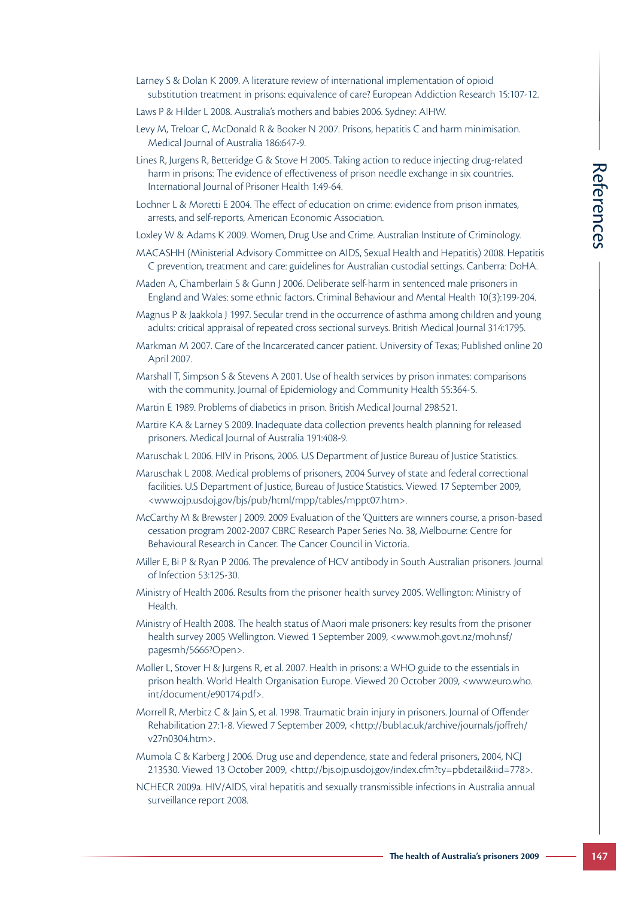Larney S & Dolan K 2009. A literature review of international implementation of opioid substitution treatment in prisons: equivalence of care? European Addiction Research 15:107-12.

Laws P & Hilder L 2008. Australia's mothers and babies 2006. Sydney: AIHW.

Levy M, Treloar C, McDonald R & Booker N 2007. Prisons, hepatitis C and harm minimisation. Medical Journal of Australia 186:647-9.

Lines R, Jurgens R, Betteridge G & Stove H 2005. Taking action to reduce injecting drug-related harm in prisons: The evidence of effectiveness of prison needle exchange in six countries. International Journal of Prisoner Health 1:49-64.

Lochner L & Moretti E 2004. The effect of education on crime: evidence from prison inmates, arrests, and self-reports, American Economic Association.

Loxley W & Adams K 2009. Women, Drug Use and Crime. Australian Institute of Criminology.

MACASHH (Ministerial Advisory Committee on AIDS, Sexual Health and Hepatitis) 2008. Hepatitis C prevention, treatment and care: guidelines for Australian custodial settings. Canberra: DoHA.

Maden A, Chamberlain S & Gunn J 2006. Deliberate self-harm in sentenced male prisoners in England and Wales: some ethnic factors. Criminal Behaviour and Mental Health 10(3):199-204.

Magnus P & Jaakkola J 1997. Secular trend in the occurrence of asthma among children and young adults: critical appraisal of repeated cross sectional surveys. British Medical Journal 314:1795.

Markman M 2007. Care of the Incarcerated cancer patient. University of Texas; Published online 20 April 2007.

Marshall T, Simpson S & Stevens A 2001. Use of health services by prison inmates: comparisons with the community. Journal of Epidemiology and Community Health 55:364-5.

Martin E 1989. Problems of diabetics in prison. British Medical Journal 298:521.

Martire KA & Larney S 2009. Inadequate data collection prevents health planning for released prisoners. Medical Journal of Australia 191:408-9.

Maruschak L 2006. HIV in Prisons, 2006. U.S Department of Justice Bureau of Justice Statistics.

Maruschak L 2008. Medical problems of prisoners, 2004 Survey of state and federal correctional facilities. U.S Department of Justice, Bureau of Justice Statistics. Viewed 17 September 2009, <www.ojp.usdoj.gov/bjs/pub/html/mpp/tables/mppt07.htm>.

McCarthy M & Brewster J 2009. 2009 Evaluation of the 'Quitters are winners course, a prison-based cessation program 2002-2007 CBRC Research Paper Series No. 38, Melbourne: Centre for Behavioural Research in Cancer. The Cancer Council in Victoria.

Miller E, Bi P & Ryan P 2006. The prevalence of HCV antibody in South Australian prisoners. Journal of Infection 53:125-30.

Ministry of Health 2006. Results from the prisoner health survey 2005. Wellington: Ministry of Health.

Ministry of Health 2008. The health status of Maori male prisoners: key results from the prisoner health survey 2005 Wellington. Viewed 1 September 2009, <www.moh.govt.nz/moh.nsf/pagesmh/5666?Open>.

Moller L, Stover H & Jurgens R, et al. 2007. Health in prisons: a WHO guide to the essentials in prison health. World Health Organisation Europe. Viewed 20 October 2009, <www.euro.who.int/document/e90174.pdf>.

Morrell R, Merbitz C & Jain S, et al. 1998. Traumatic brain injury in prisoners. Journal of Offender Rehabilitation 27:1-8. Viewed 7 September 2009, <http://bubl.ac.uk/archive/journals/joffreh/v27n0304.htm>.

Mumola C & Karberg J 2006. Drug use and dependence, state and federal prisoners, 2004, NCJ 213530. Viewed 13 October 2009, <http://bjs.ojp.usdoj.gov/index.cfm?ty=pbdetail&iid=778>.

NCHECR 2009a. HIV/AIDS, viral hepatitis and sexually transmissible infections in Australia annual surveillance report 2008.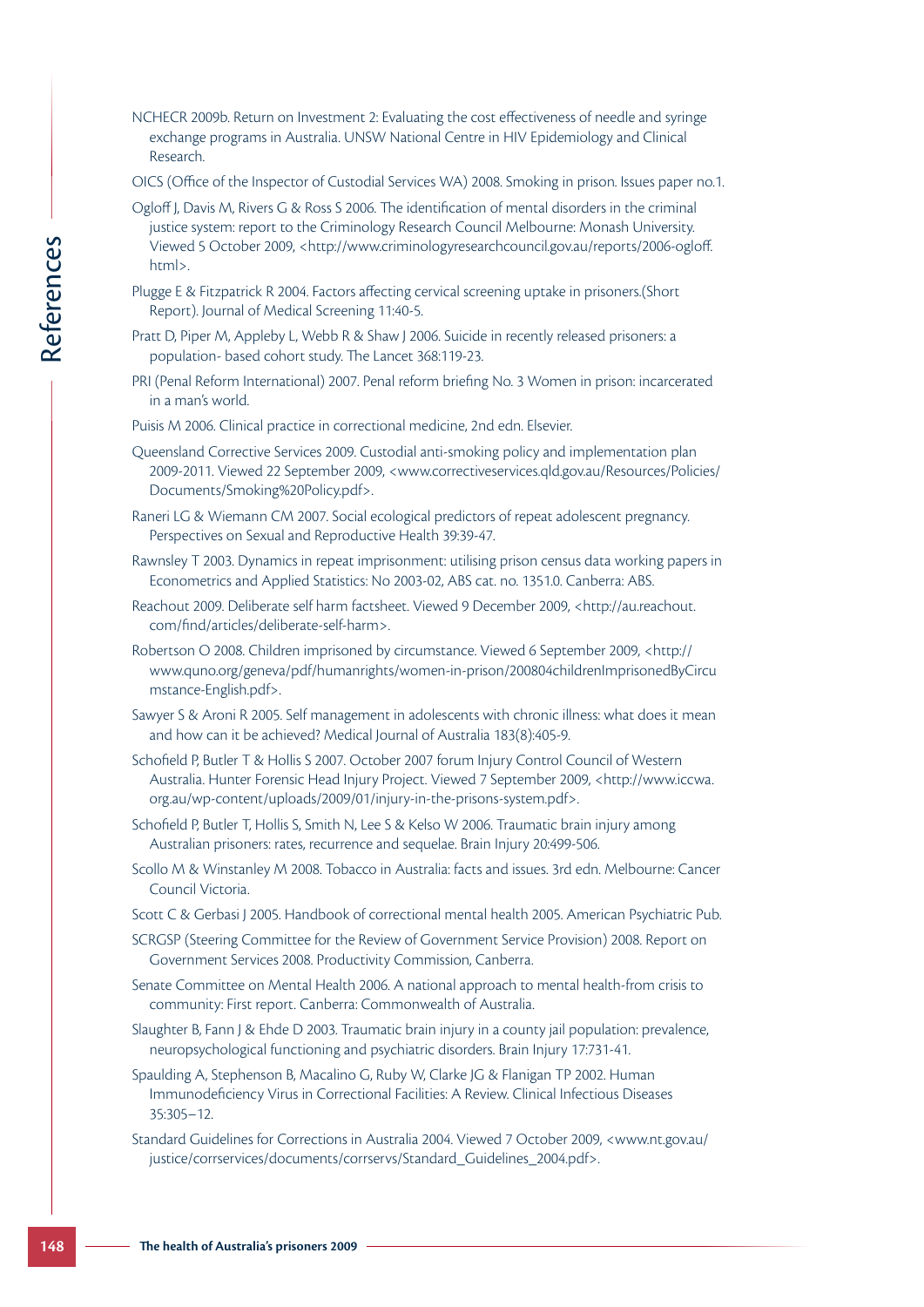NCHECR 2009b. Return on Investment 2: Evaluating the cost effectiveness of needle and syringe exchange programs in Australia. UNSW National Centre in HIV Epidemiology and Clinical Research.

OICS (Office of the Inspector of Custodial Services WA) 2008. Smoking in prison. Issues paper no.1.

Ogloff J, Davis M, Rivers G & Ross S 2006. The identification of mental disorders in the criminal justice system: report to the Criminology Research Council Melbourne: Monash University. Viewed 5 October 2009, <http://www.criminologyresearchcouncil.gov.au/reports/2006-ogloff.html>.

Plugge E & Fitzpatrick R 2004. Factors affecting cervical screening uptake in prisoners.(Short Report). Journal of Medical Screening 11:40-5.

Pratt D, Piper M, Appleby L, Webb R & Shaw J 2006. Suicide in recently released prisoners: a population- based cohort study. The Lancet 368:119-23.

PRI (Penal Reform International) 2007. Penal reform briefing No. 3 Women in prison: incarcerated in a man's world.

Puisis M 2006. Clinical practice in correctional medicine, 2nd edn. Elsevier.

Queensland Corrective Services 2009. Custodial anti-smoking policy and implementation plan 2009-2011. Viewed 22 September 2009, <www.correctiveservices.qld.gov.au/Resources/Policies/Documents/Smoking%20Policy.pdf>.

Raneri LG & Wiemann CM 2007. Social ecological predictors of repeat adolescent pregnancy. Perspectives on Sexual and Reproductive Health 39:39-47.

Rawnsley T 2003. Dynamics in repeat imprisonment: utilising prison census data working papers in Econometrics and Applied Statistics: No 2003-02, ABS cat. no. 1351.0. Canberra: ABS.

Reachout 2009. Deliberate self harm factsheet. Viewed 9 December 2009, <http://au.reachout.com/find/articles/deliberate-self-harm>.

Robertson O 2008. Children imprisoned by circumstance. Viewed 6 September 2009, <http://www.quno.org/geneva/pdf/humanrights/women-in-prison/200804childrenImprisonedByCircumstance-English.pdf>.

Sawyer S & Aroni R 2005. Self management in adolescents with chronic illness: what does it mean and how can it be achieved? Medical Journal of Australia 183(8):405-9.

Schofield P, Butler T & Hollis S 2007. October 2007 forum Injury Control Council of Western Australia. Hunter Forensic Head Injury Project. Viewed 7 September 2009, <http://www.iccwa.org.au/wp-content/uploads/2009/01/injury-in-the-prisons-system.pdf>.

Schofield P, Butler T, Hollis S, Smith N, Lee S & Kelso W 2006. Traumatic brain injury among Australian prisoners: rates, recurrence and sequelae. Brain Injury 20:499-506.

Scollo M & Winstanley M 2008. Tobacco in Australia: facts and issues. 3rd edn. Melbourne: Cancer Council Victoria.

Scott C & Gerbasi J 2005. Handbook of correctional mental health 2005. American Psychiatric Pub.

SCRGSP (Steering Committee for the Review of Government Service Provision) 2008. Report on Government Services 2008. Productivity Commission, Canberra.

Senate Committee on Mental Health 2006. A national approach to mental health-from crisis to community: First report. Canberra: Commonwealth of Australia.

Slaughter B, Fann J & Ehde D 2003. Traumatic brain injury in a county jail population: prevalence, neuropsychological functioning and psychiatric disorders. Brain Injury 17:731-41.

Spaulding A, Stephenson B, Macalino G, Ruby W, Clarke JG & Flanigan TP 2002. Human Immunodeficiency Virus in Correctional Facilities: A Review. Clinical Infectious Diseases 35:305–12.

Standard Guidelines for Corrections in Australia 2004. Viewed 7 October 2009, <www.nt.gov.au/justice/corrservices/documents/corrservs/Standard_Guidelines_2004.pdf>.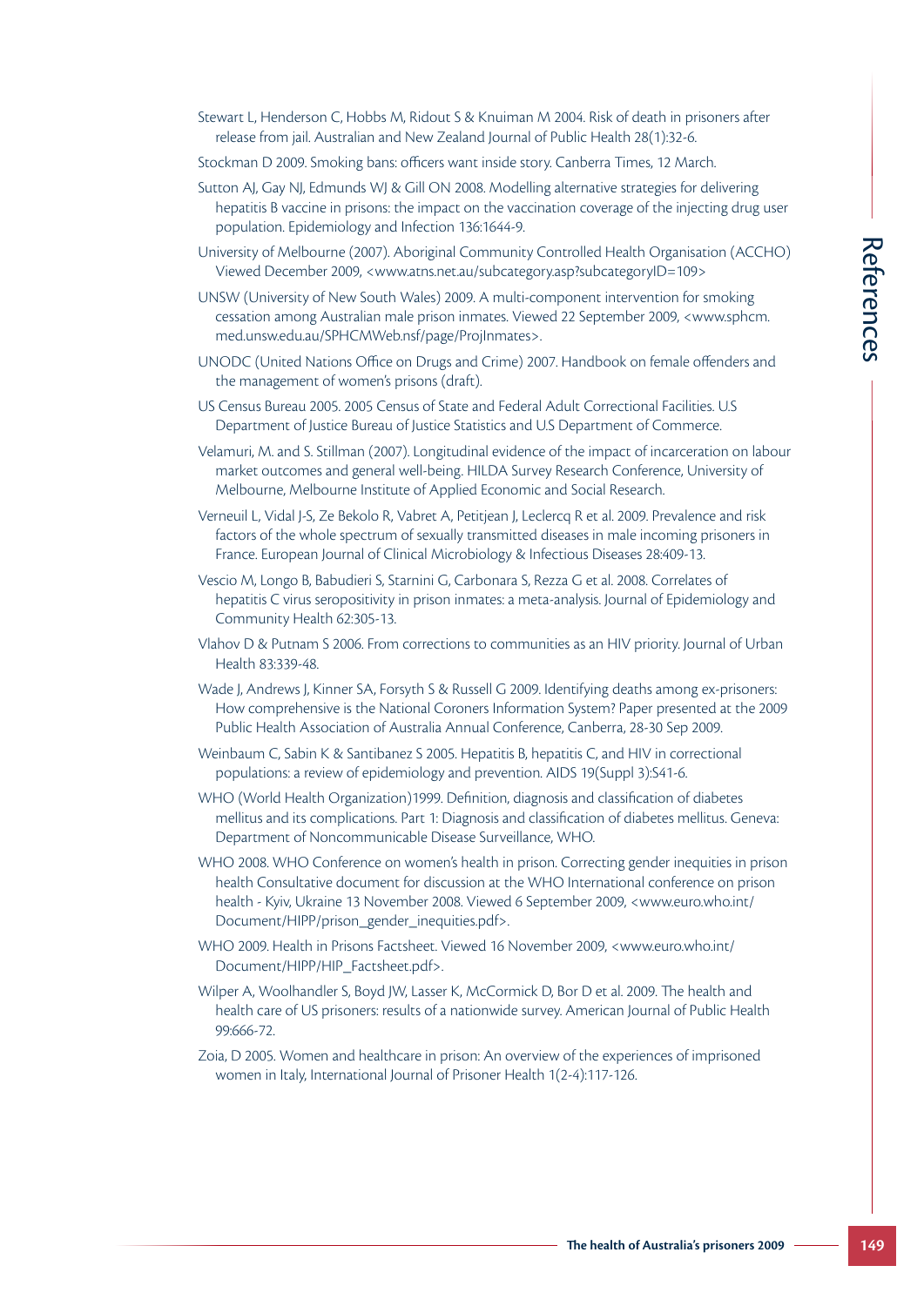Stewart L, Henderson C, Hobbs M, Ridout S & Knuiman M 2004. Risk of death in prisoners after release from jail. Australian and New Zealand Journal of Public Health 28(1):32-6.

Stockman D 2009. Smoking bans: officers want inside story. Canberra Times, 12 March.

Sutton AJ, Gay NJ, Edmunds WJ & Gill ON 2008. Modelling alternative strategies for delivering hepatitis B vaccine in prisons: the impact on the vaccination coverage of the injecting drug user population. Epidemiology and Infection 136:1644-9.

University of Melbourne (2007). Aboriginal Community Controlled Health Organisation (ACCHO) Viewed December 2009, <www.atns.net.au/subcategory.asp?subcategoryID=109>

UNSW (University of New South Wales) 2009. A multi-component intervention for smoking cessation among Australian male prison inmates. Viewed 22 September 2009, <www.sphcm.med.unsw.edu.au/SPHCMWeb.nsf/page/ProjInmates>.

UNODC (United Nations Office on Drugs and Crime) 2007. Handbook on female offenders and the management of women's prisons (draft).

US Census Bureau 2005. 2005 Census of State and Federal Adult Correctional Facilities. U.S Department of Justice Bureau of Justice Statistics and U.S Department of Commerce.

Velamuri, M. and S. Stillman (2007). Longitudinal evidence of the impact of incarceration on labour market outcomes and general well-being. HILDA Survey Research Conference, University of Melbourne, Melbourne Institute of Applied Economic and Social Research.

Verneuil L, Vidal J-S, Ze Bekolo R, Vabret A, Petitjean J, Leclercq R et al. 2009. Prevalence and risk factors of the whole spectrum of sexually transmitted diseases in male incoming prisoners in France. European Journal of Clinical Microbiology & Infectious Diseases 28:409-13.

Vescio M, Longo B, Babudieri S, Starnini G, Carbonara S, Rezza G et al. 2008. Correlates of hepatitis C virus seropositivity in prison inmates: a meta-analysis. Journal of Epidemiology and Community Health 62:305-13.

Vlahov D & Putnam S 2006. From corrections to communities as an HIV priority. Journal of Urban Health 83:339-48.

Wade J, Andrews J, Kinner SA, Forsyth S & Russell G 2009. Identifying deaths among ex-prisoners: How comprehensive is the National Coroners Information System? Paper presented at the 2009 Public Health Association of Australia Annual Conference, Canberra, 28-30 Sep 2009.

Weinbaum C, Sabin K & Santibanez S 2005. Hepatitis B, hepatitis C, and HIV in correctional populations: a review of epidemiology and prevention. AIDS 19(Suppl 3):S41-6.

WHO (World Health Organization)1999. Definition, diagnosis and classification of diabetes mellitus and its complications. Part 1: Diagnosis and classification of diabetes mellitus. Geneva: Department of Noncommunicable Disease Surveillance, WHO.

WHO 2008. WHO Conference on women's health in prison. Correcting gender inequities in prison health Consultative document for discussion at the WHO International conference on prison health - Kyiv, Ukraine 13 November 2008. Viewed 6 September 2009, <www.euro.who.int/Document/HIPP/prison_gender_inequities.pdf>.

WHO 2009. Health in Prisons Factsheet. Viewed 16 November 2009, <www.euro.who.int/Document/HIPP/HIP_Factsheet.pdf>.

Wilper A, Woolhandler S, Boyd JW, Lasser K, McCormick D, Bor D et al. 2009. The health and health care of US prisoners: results of a nationwide survey. American Journal of Public Health 99:666-72.

Zoia, D 2005. Women and healthcare in prison: An overview of the experiences of imprisoned women in Italy, International Journal of Prisoner Health 1(2-4):117-126.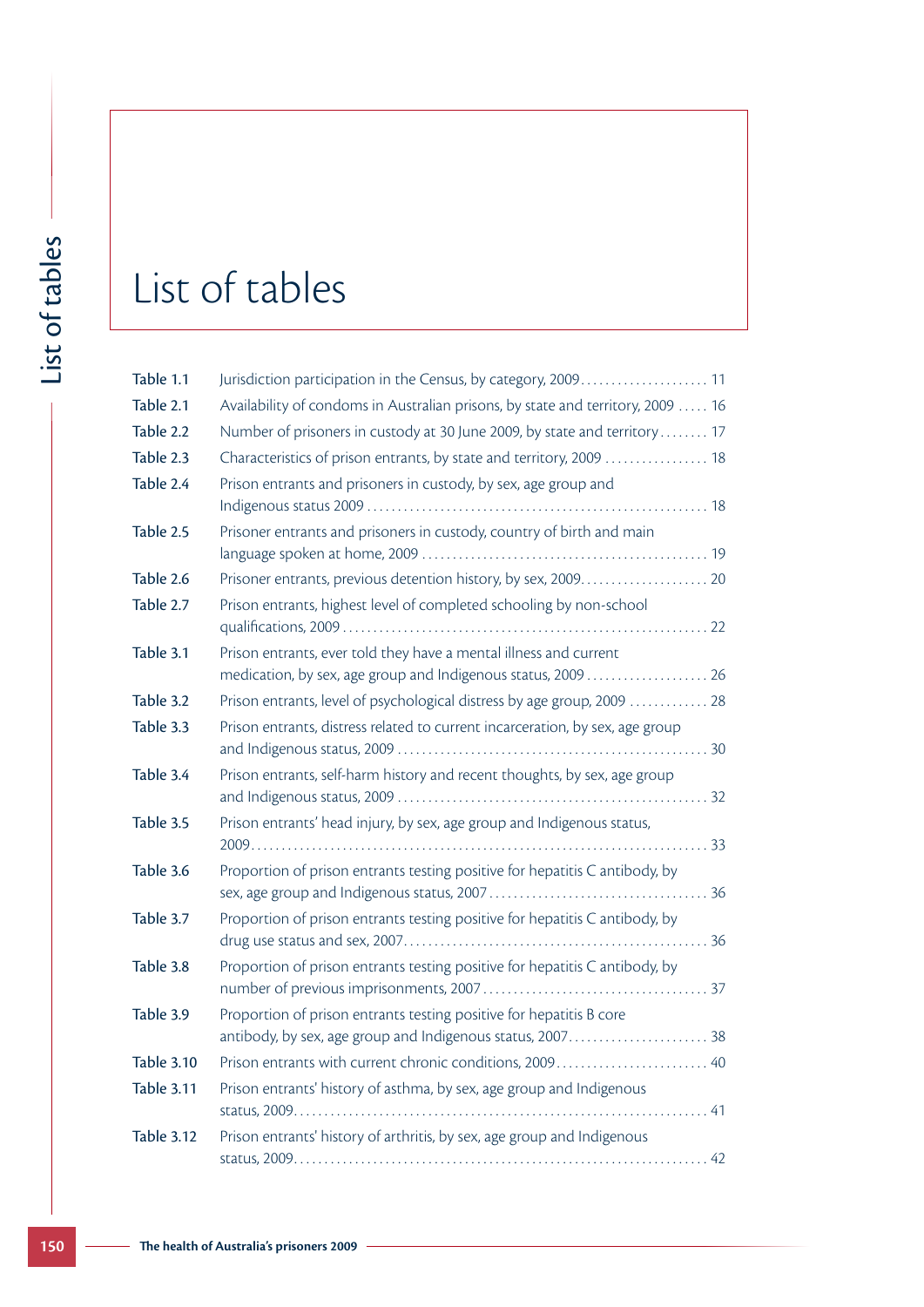# List of tables

| | | |
|---|---|---|
| Table 1.1 | Jurisdiction participation in the Census, by category, 2009 | 11 |
| Table 2.1 | Availability of condoms in Australian prisons, by state and territory, 2009 | 16 |
| Table 2.2 | Number of prisoners in custody at 30 June 2009, by state and territory | 17 |
| Table 2.3 | Characteristics of prison entrants, by state and territory, 2009 | 18 |
| Table 2.4 | Prison entrants and prisoners in custody, by sex, age group and Indigenous status 2009 | 18 |
| Table 2.5 | Prisoner entrants and prisoners in custody, country of birth and main language spoken at home, 2009 | 19 |
| Table 2.6 | Prisoner entrants, previous detention history, by sex, 2009 | 20 |
| Table 2.7 | Prison entrants, highest level of completed schooling by non-school qualifications, 2009 | 22 |
| Table 3.1 | Prison entrants, ever told they have a mental illness and current medication, by sex, age group and Indigenous status, 2009 | 26 |
| Table 3.2 | Prison entrants, level of psychological distress by age group, 2009 | 28 |
| Table 3.3 | Prison entrants, distress related to current incarceration, by sex, age group and Indigenous status, 2009 | 30 |
| Table 3.4 | Prison entrants, self-harm history and recent thoughts, by sex, age group and Indigenous status, 2009 | 32 |
| Table 3.5 | Prison entrants' head injury, by sex, age group and Indigenous status, 2009 | 33 |
| Table 3.6 | Proportion of prison entrants testing positive for hepatitis C antibody, by sex, age group and Indigenous status, 2007 | 36 |
| Table 3.7 | Proportion of prison entrants testing positive for hepatitis C antibody, by drug use status and sex, 2007 | 36 |
| Table 3.8 | Proportion of prison entrants testing positive for hepatitis C antibody, by number of previous imprisonments, 2007 | 37 |
| Table 3.9 | Proportion of prison entrants testing positive for hepatitis B core antibody, by sex, age group and Indigenous status, 2007 | 38 |
| Table 3.10 | Prison entrants with current chronic conditions, 2009 | 40 |
| Table 3.11 | Prison entrants' history of asthma, by sex, age group and Indigenous status, 2009 | 41 |
| Table 3.12 | Prison entrants' history of arthritis, by sex, age group and Indigenous status, 2009 | 42 |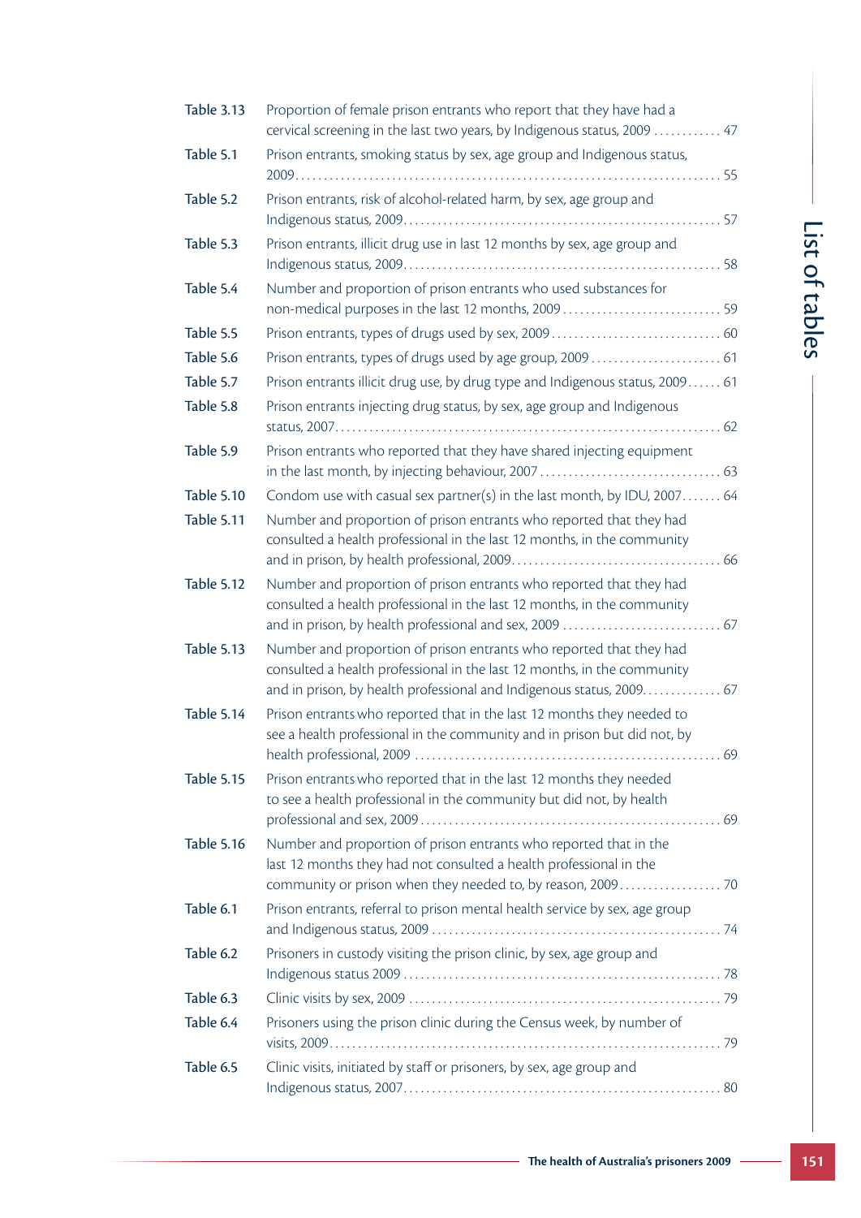| | | |
|---|---|---|
| Table 3.13 | Proportion of female prison entrants who report that they have had a cervical screening in the last two years, by Indigenous status, 2009 | 47 |
| Table 5.1 | Prison entrants, smoking status by sex, age group and Indigenous status, 2009 | 55 |
| Table 5.2 | Prison entrants, risk of alcohol-related harm, by sex, age group and Indigenous status, 2009 | 57 |
| Table 5.3 | Prison entrants, illicit drug use in last 12 months by sex, age group and Indigenous status, 2009 | 58 |
| Table 5.4 | Number and proportion of prison entrants who used substances for non-medical purposes in the last 12 months, 2009 | 59 |
| Table 5.5 | Prison entrants, types of drugs used by sex, 2009 | 60 |
| Table 5.6 | Prison entrants, types of drugs used by age group, 2009 | 61 |
| Table 5.7 | Prison entrants illicit drug use, by drug type and Indigenous status, 2009 | 61 |
| Table 5.8 | Prison entrants injecting drug status, by sex, age group and Indigenous status, 2007 | 62 |
| Table 5.9 | Prison entrants who reported that they have shared injecting equipment in the last month, by injecting behaviour, 2007 | 63 |
| Table 5.10 | Condom use with casual sex partner(s) in the last month, by IDU, 2007 | 64 |
| Table 5.11 | Number and proportion of prison entrants who reported that they had consulted a health professional in the last 12 months, in the community and in prison, by health professional, 2009 | 66 |
| Table 5.12 | Number and proportion of prison entrants who reported that they had consulted a health professional in the last 12 months, in the community and in prison, by health professional and sex, 2009 | 67 |
| Table 5.13 | Number and proportion of prison entrants who reported that they had consulted a health professional in the last 12 months, in the community and in prison, by health professional and Indigenous status, 2009 | 67 |
| Table 5.14 | Prison entrants who reported that in the last 12 months they needed to see a health professional in the community and in prison but did not, by health professional, 2009 | 69 |
| Table 5.15 | Prison entrants who reported that in the last 12 months they needed to see a health professional in the community but did not, by health professional and sex, 2009 | 69 |
| Table 5.16 | Number and proportion of prison entrants who reported that in the last 12 months they had not consulted a health professional in the community or prison when they needed to, by reason, 2009 | 70 |
| Table 6.1 | Prison entrants, referral to prison mental health service by sex, age group and Indigenous status, 2009 | 74 |
| Table 6.2 | Prisoners in custody visiting the prison clinic, by sex, age group and Indigenous status 2009 | 78 |
| Table 6.3 | Clinic visits by sex, 2009 | 79 |
| Table 6.4 | Prisoners using the prison clinic during the Census week, by number of visits, 2009 | 79 |
| Table 6.5 | Clinic visits, initiated by staff or prisoners, by sex, age group and Indigenous status, 2007 | 80 |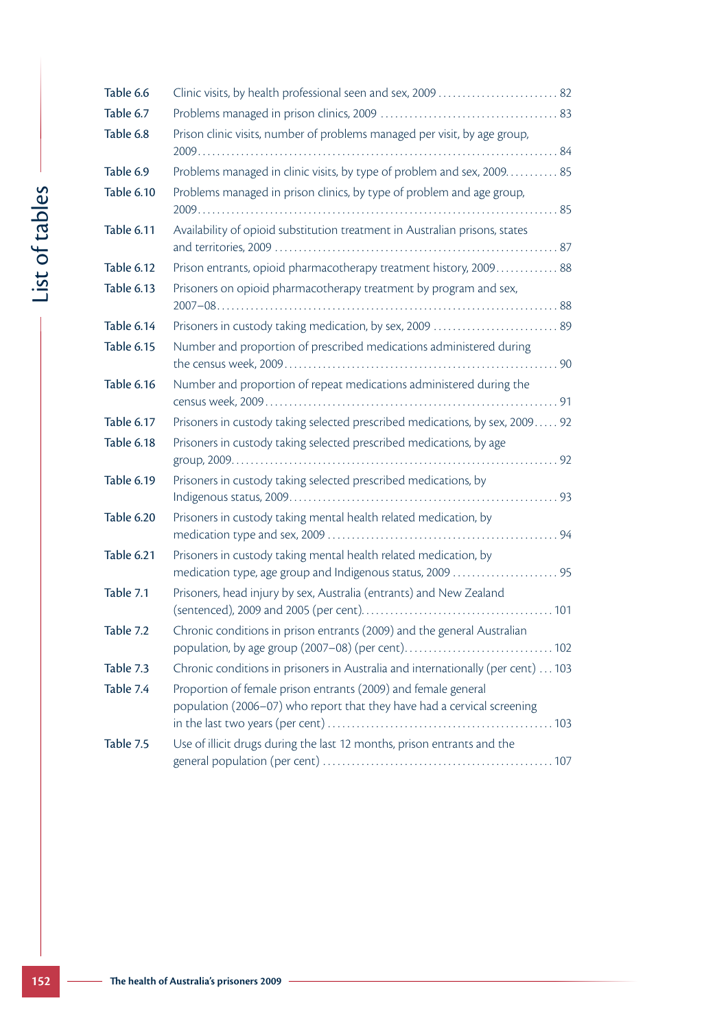| | | |
|---|---|---|
| Table 6.6 | Clinic visits, by health professional seen and sex, 2009 | 82 |
| Table 6.7 | Problems managed in prison clinics, 2009 | 83 |
| Table 6.8 | Prison clinic visits, number of problems managed per visit, by age group, 2009 | 84 |
| Table 6.9 | Problems managed in clinic visits, by type of problem and sex, 2009 | 85 |
| Table 6.10 | Problems managed in prison clinics, by type of problem and age group, 2009 | 85 |
| Table 6.11 | Availability of opioid substitution treatment in Australian prisons, states and territories, 2009 | 87 |
| Table 6.12 | Prison entrants, opioid pharmacotherapy treatment history, 2009 | 88 |
| Table 6.13 | Prisoners on opioid pharmacotherapy treatment by program and sex, 2007–08 | 88 |
| Table 6.14 | Prisoners in custody taking medication, by sex, 2009 | 89 |
| Table 6.15 | Number and proportion of prescribed medications administered during the census week, 2009 | 90 |
| Table 6.16 | Number and proportion of repeat medications administered during the census week, 2009 | 91 |
| Table 6.17 | Prisoners in custody taking selected prescribed medications, by sex, 2009 | 92 |
| Table 6.18 | Prisoners in custody taking selected prescribed medications, by age group, 2009 | 92 |
| Table 6.19 | Prisoners in custody taking selected prescribed medications, by Indigenous status, 2009 | 93 |
| Table 6.20 | Prisoners in custody taking mental health related medication, by medication type and sex, 2009 | 94 |
| Table 6.21 | Prisoners in custody taking mental health related medication, by medication type, age group and Indigenous status, 2009 | 95 |
| Table 7.1 | Prisoners, head injury by sex, Australia (entrants) and New Zealand (sentenced), 2009 and 2005 (per cent) | 101 |
| Table 7.2 | Chronic conditions in prison entrants (2009) and the general Australian population, by age group (2007–08) (per cent) | 102 |
| Table 7.3 | Chronic conditions in prisoners in Australia and internationally (per cent) | 103 |
| Table 7.4 | Proportion of female prison entrants (2009) and female general population (2006–07) who report that they have had a cervical screening in the last two years (per cent) | 103 |
| Table 7.5 | Use of illicit drugs during the last 12 months, prison entrants and the general population (per cent) | 107 |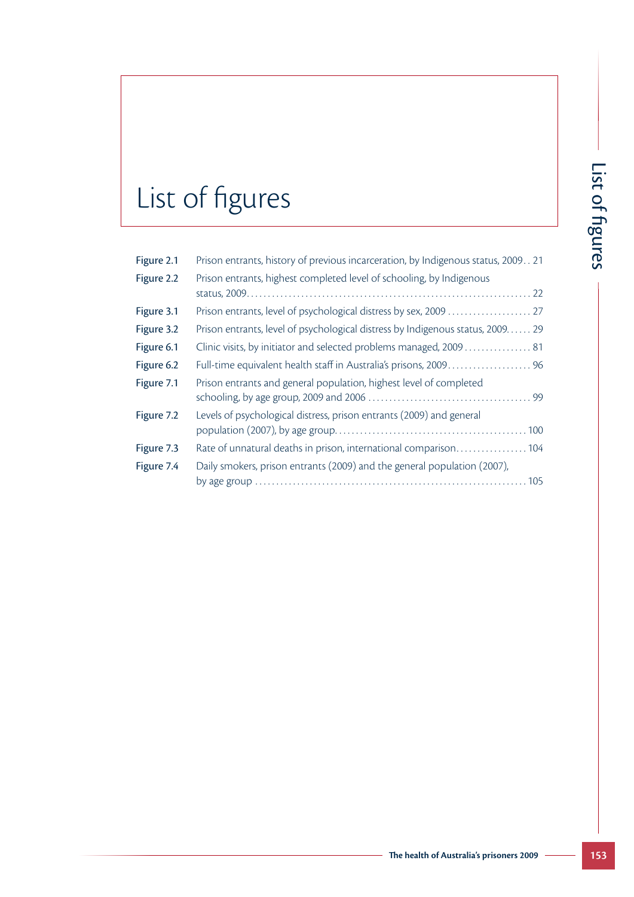# List of figures

| | | |
|---|---|---|
| Figure 2.1 | Prison entrants, history of previous incarceration, by Indigenous status, 2009 | 21 |
| Figure 2.2 | Prison entrants, highest completed level of schooling, by Indigenous status, 2009 | 22 |
| Figure 3.1 | Prison entrants, level of psychological distress by sex, 2009 | 27 |
| Figure 3.2 | Prison entrants, level of psychological distress by Indigenous status, 2009 | 29 |
| Figure 6.1 | Clinic visits, by initiator and selected problems managed, 2009 | 81 |
| Figure 6.2 | Full-time equivalent health staff in Australia's prisons, 2009 | 96 |
| Figure 7.1 | Prison entrants and general population, highest level of completed schooling, by age group, 2009 and 2006 | 99 |
| Figure 7.2 | Levels of psychological distress, prison entrants (2009) and general population (2007), by age group | 100 |
| Figure 7.3 | Rate of unnatural deaths in prison, international comparison | 104 |
| Figure 7.4 | Daily smokers, prison entrants (2009) and the general population (2007), by age group | 105 |